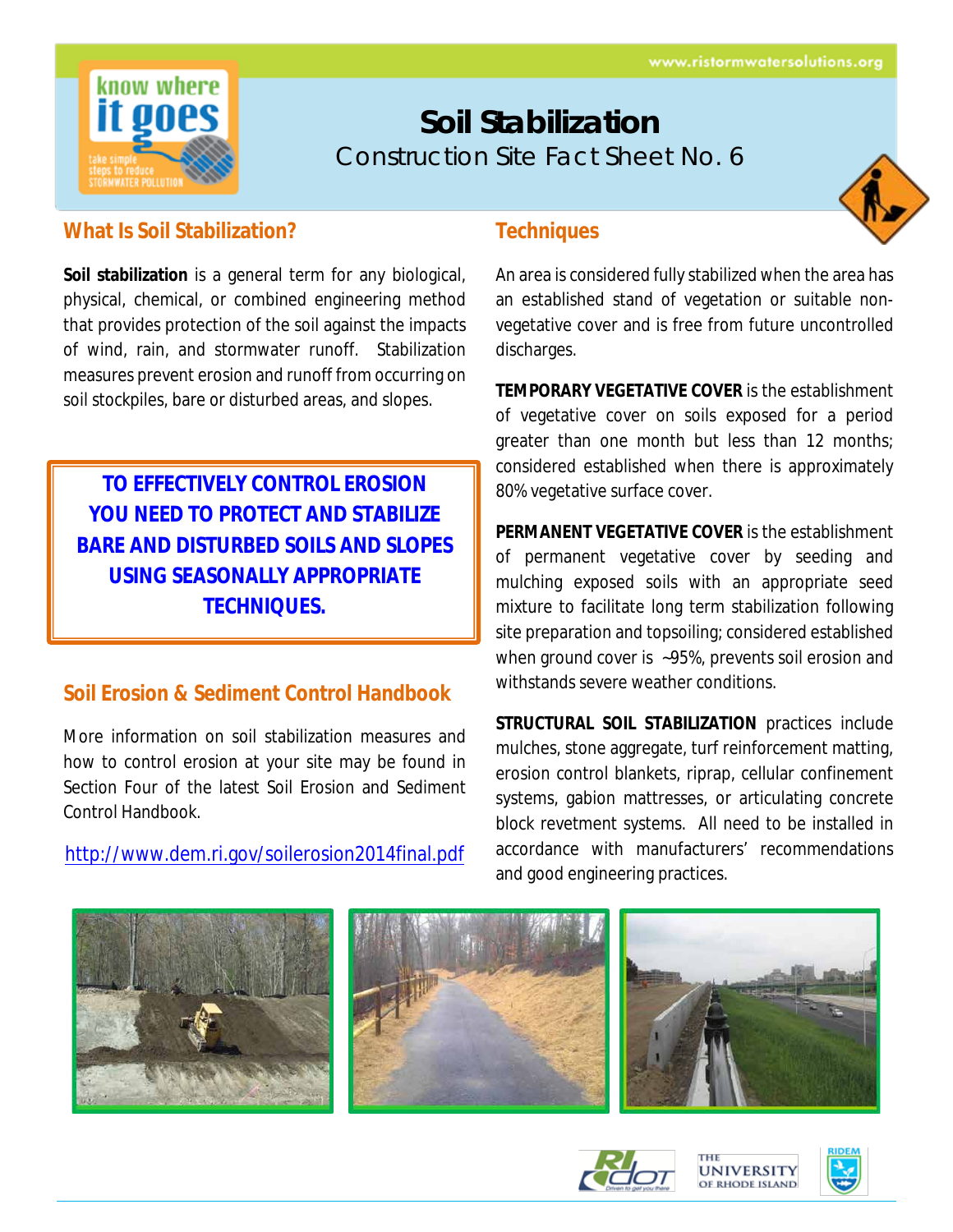www.ristormwatersolutions.org

# Soil Stabilization

Construction Site Fact Sheet No. 6

## What Is Soil Stabilization?

**Soil stabilization** is a general term for any biological, physical, chemical, or combined engineering method that provides protection of the soil against the impacts of wind, rain, and stormwater runoff. Stabilization measures prevent erosion and runoff from occurring on soil stockpiles, bare or disturbed areas, and slopes.

**TO EFFECTIVELY CONTROL EROSION YOU NEED TO PROTECT AND STABILIZE BARE AND DISTURBED SOILS AND SLOPES USING SEASONALLY APPROPRIATE TECHNIQUES.**

## Soil Erosion & Sediment Control Handbook

More information on soil stabilization measures and how to control erosion at your site may be found in Section Four of the latest Soil Erosion and Sediment Control Handbook.

http://www.dem.ri.gov/soilerosion2014final.pdf

## Techniques

An area is considered fully stabilized when the area has an established stand of vegetation or suitable non-vegetative cover and is free from future uncontrolled discharges.

**TEMPORARY VEGETATIVE COVER** is the establishment of vegetative cover on soils exposed for a period greater than one month but less than 12 months; considered established when there is approximately 80% vegetative surface cover.

**PERMANENT VEGETATIVE COVER** is the establishment of permanent vegetative cover by seeding and mulching exposed soils with an appropriate seed mixture to facilitate long term stabilization following site preparation and topsoiling; considered established when ground cover is ~95%, prevents soil erosion and withstands severe weather conditions.

**STRUCTURAL SOIL STABILIZATION** practices include mulches, stone aggregate, turf reinforcement matting, erosion control blankets, riprap, cellular confinement systems, gabion mattresses, or articulating concrete block revetment systems. All need to be installed in accordance with manufacturers' recommendations and good engineering practices.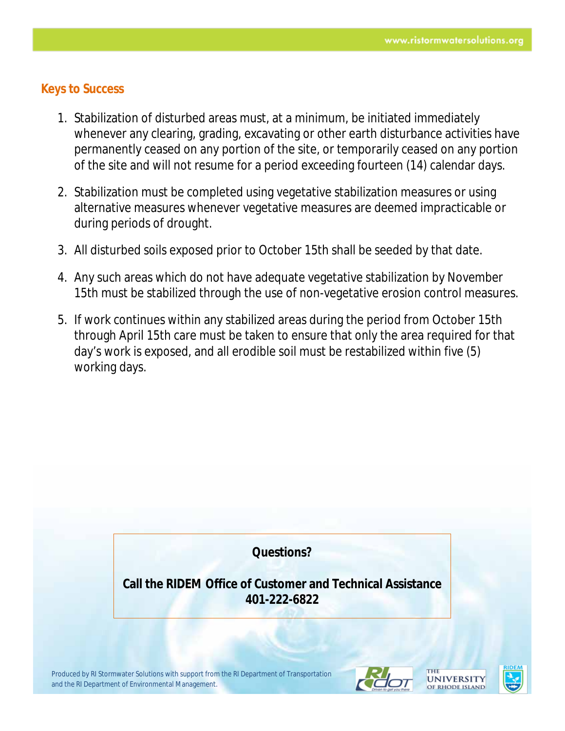## Keys to Success

1. Stabilization of disturbed areas must, at a minimum, be initiated immediately whenever any clearing, grading, excavating or other earth disturbance activities have permanently ceased on any portion of the site, or temporarily ceased on any portion of the site and will not resume for a period exceeding fourteen (14) calendar days.

2. Stabilization must be completed using vegetative stabilization measures or using alternative measures whenever vegetative measures are deemed impracticable or during periods of drought.

3. All disturbed soils exposed prior to October 15th shall be seeded by that date.

4. Any such areas which do not have adequate vegetative stabilization by November 15th must be stabilized through the use of non-vegetative erosion control measures.

5. If work continues within any stabilized areas during the period from October 15th through April 15th care must be taken to ensure that only the area required for that day's work is exposed, and all erodible soil must be restabilized within five (5) working days.

**Questions?**

**Call the RIDEM Office of Customer and Technical Assistance**
**401-222-6822**

Produced by RI Stormwater Solutions with support from the RI Department of Transportation and the RI Department of Environmental Management.